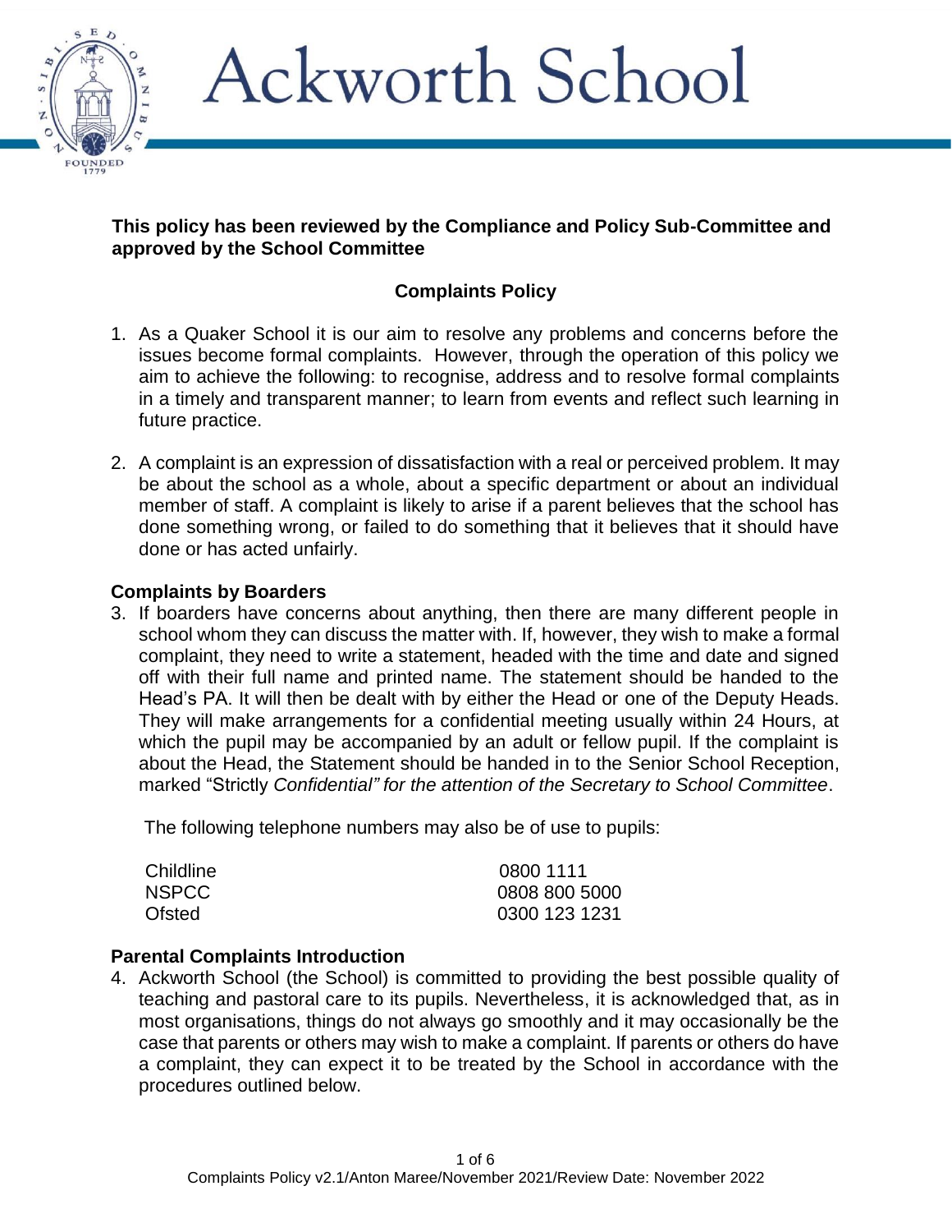# Ackworth School

**This policy has been reviewed by the Compliance and Policy Sub-Committee and approved by the School Committee**

## Complaints Policy

1. As a Quaker School it is our aim to resolve any problems and concerns before the issues become formal complaints. However, through the operation of this policy we aim to achieve the following: to recognise, address and to resolve formal complaints in a timely and transparent manner; to learn from events and reflect such learning in future practice.

2. A complaint is an expression of dissatisfaction with a real or perceived problem. It may be about the school as a whole, about a specific department or about an individual member of staff. A complaint is likely to arise if a parent believes that the school has done something wrong, or failed to do something that it believes that it should have done or has acted unfairly.

### Complaints by Boarders

3. If boarders have concerns about anything, then there are many different people in school whom they can discuss the matter with. If, however, they wish to make a formal complaint, they need to write a statement, headed with the time and date and signed off with their full name and printed name. The statement should be handed to the Head's PA. It will then be dealt with by either the Head or one of the Deputy Heads. They will make arrangements for a confidential meeting usually within 24 Hours, at which the pupil may be accompanied by an adult or fellow pupil. If the complaint is about the Head, the Statement should be handed in to the Senior School Reception, marked "Strictly *Confidential" for the attention of the Secretary to School Committee*.

   The following telephone numbers may also be of use to pupils:

| | |
|---|---|
| Childline | 0800 1111 |
| NSPCC | 0808 800 5000 |
| Ofsted | 0300 123 1231 |

### Parental Complaints Introduction

4. Ackworth School (the School) is committed to providing the best possible quality of teaching and pastoral care to its pupils. Nevertheless, it is acknowledged that, as in most organisations, things do not always go smoothly and it may occasionally be the case that parents or others may wish to make a complaint. If parents or others do have a complaint, they can expect it to be treated by the School in accordance with the procedures outlined below.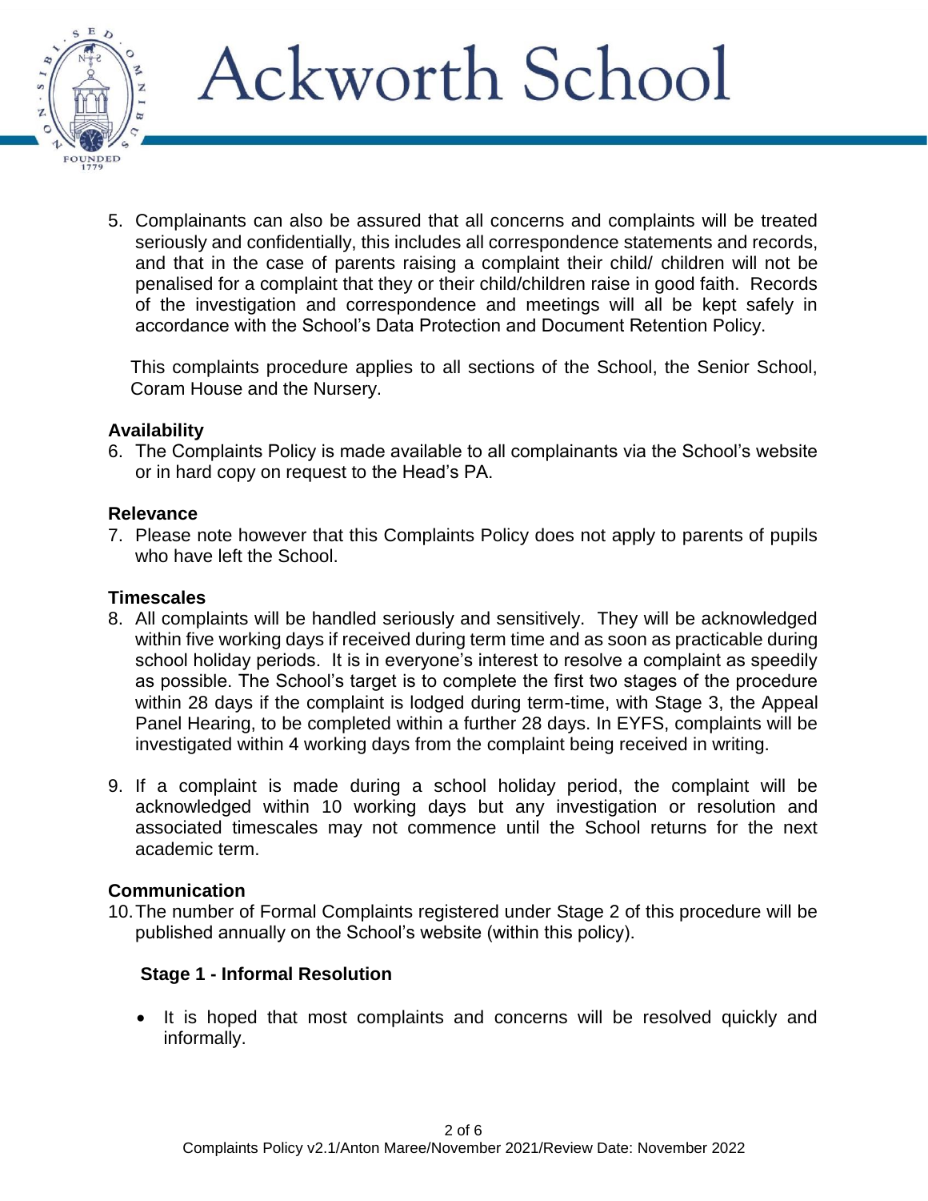5. Complainants can also be assured that all concerns and complaints will be treated seriously and confidentially, this includes all correspondence statements and records, and that in the case of parents raising a complaint their child/ children will not be penalised for a complaint that they or their child/children raise in good faith. Records of the investigation and correspondence and meetings will all be kept safely in accordance with the School's Data Protection and Document Retention Policy.

   This complaints procedure applies to all sections of the School, the Senior School, Coram House and the Nursery.

**Availability**

6. The Complaints Policy is made available to all complainants via the School's website or in hard copy on request to the Head's PA.

**Relevance**

7. Please note however that this Complaints Policy does not apply to parents of pupils who have left the School.

**Timescales**

8. All complaints will be handled seriously and sensitively. They will be acknowledged within five working days if received during term time and as soon as practicable during school holiday periods. It is in everyone's interest to resolve a complaint as speedily as possible. The School's target is to complete the first two stages of the procedure within 28 days if the complaint is lodged during term-time, with Stage 3, the Appeal Panel Hearing, to be completed within a further 28 days. In EYFS, complaints will be investigated within 4 working days from the complaint being received in writing.

9. If a complaint is made during a school holiday period, the complaint will be acknowledged within 10 working days but any investigation or resolution and associated timescales may not commence until the School returns for the next academic term.

**Communication**

10. The number of Formal Complaints registered under Stage 2 of this procedure will be published annually on the School's website (within this policy).

**Stage 1 - Informal Resolution**

- It is hoped that most complaints and concerns will be resolved quickly and informally.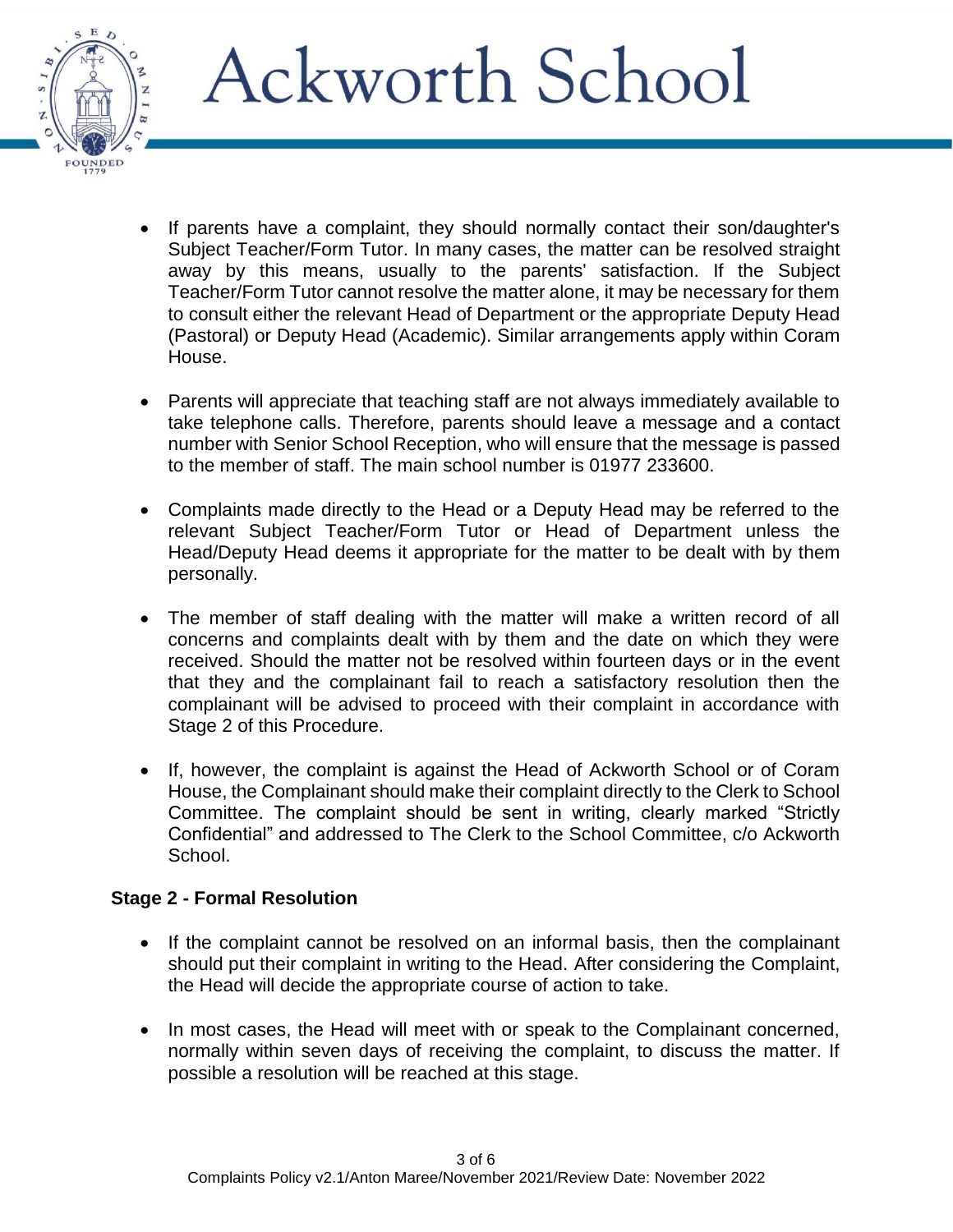- If parents have a complaint, they should normally contact their son/daughter's Subject Teacher/Form Tutor. In many cases, the matter can be resolved straight away by this means, usually to the parents' satisfaction. If the Subject Teacher/Form Tutor cannot resolve the matter alone, it may be necessary for them to consult either the relevant Head of Department or the appropriate Deputy Head (Pastoral) or Deputy Head (Academic). Similar arrangements apply within Coram House.

- Parents will appreciate that teaching staff are not always immediately available to take telephone calls. Therefore, parents should leave a message and a contact number with Senior School Reception, who will ensure that the message is passed to the member of staff. The main school number is 01977 233600.

- Complaints made directly to the Head or a Deputy Head may be referred to the relevant Subject Teacher/Form Tutor or Head of Department unless the Head/Deputy Head deems it appropriate for the matter to be dealt with by them personally.

- The member of staff dealing with the matter will make a written record of all concerns and complaints dealt with by them and the date on which they were received. Should the matter not be resolved within fourteen days or in the event that they and the complainant fail to reach a satisfactory resolution then the complainant will be advised to proceed with their complaint in accordance with Stage 2 of this Procedure.

- If, however, the complaint is against the Head of Ackworth School or of Coram House, the Complainant should make their complaint directly to the Clerk to School Committee. The complaint should be sent in writing, clearly marked "Strictly Confidential" and addressed to The Clerk to the School Committee, c/o Ackworth School.

**Stage 2 - Formal Resolution**

- If the complaint cannot be resolved on an informal basis, then the complainant should put their complaint in writing to the Head. After considering the Complaint, the Head will decide the appropriate course of action to take.

- In most cases, the Head will meet with or speak to the Complainant concerned, normally within seven days of receiving the complaint, to discuss the matter. If possible a resolution will be reached at this stage.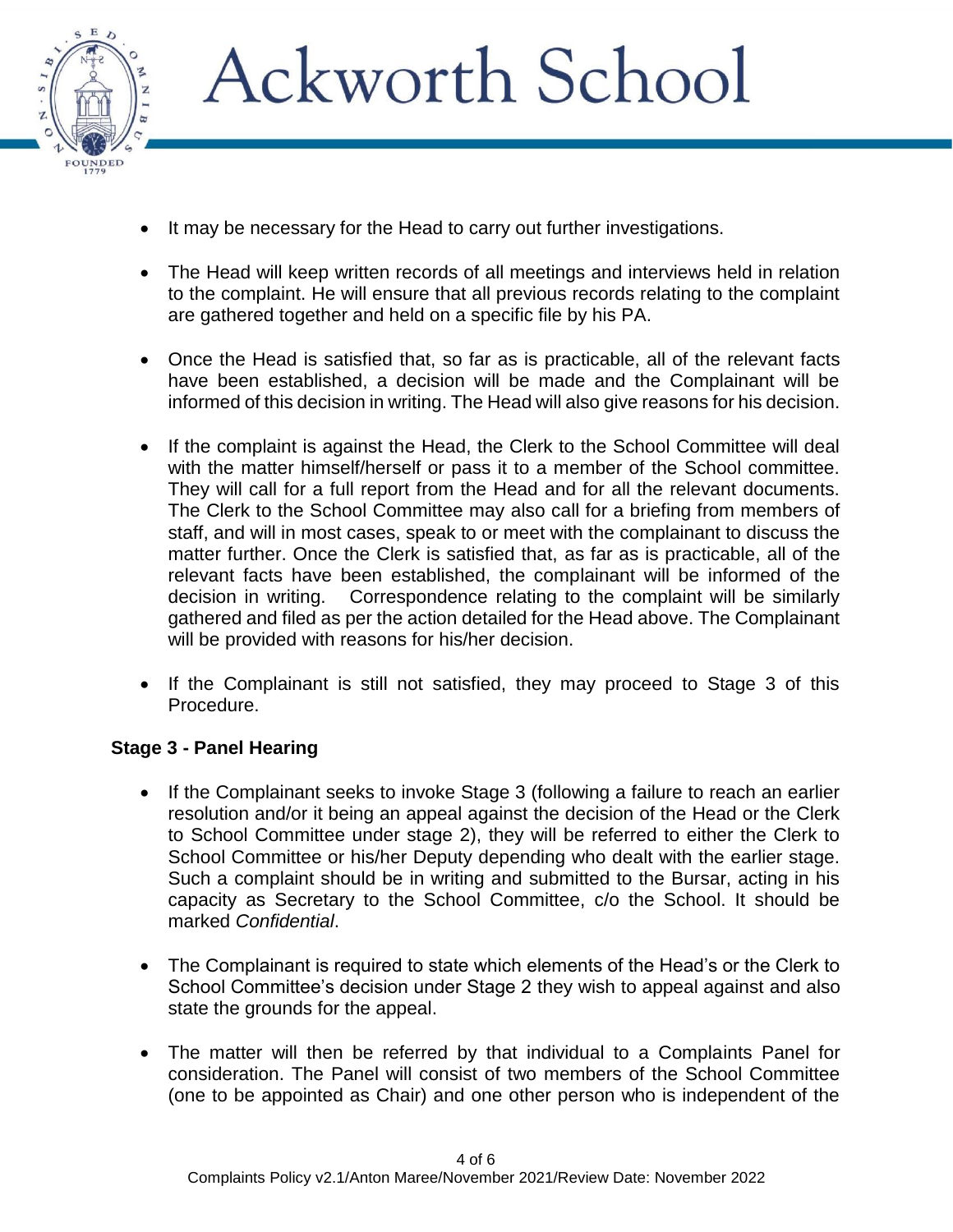- It may be necessary for the Head to carry out further investigations.

- The Head will keep written records of all meetings and interviews held in relation to the complaint. He will ensure that all previous records relating to the complaint are gathered together and held on a specific file by his PA.

- Once the Head is satisfied that, so far as is practicable, all of the relevant facts have been established, a decision will be made and the Complainant will be informed of this decision in writing. The Head will also give reasons for his decision.

- If the complaint is against the Head, the Clerk to the School Committee will deal with the matter himself/herself or pass it to a member of the School committee. They will call for a full report from the Head and for all the relevant documents. The Clerk to the School Committee may also call for a briefing from members of staff, and will in most cases, speak to or meet with the complainant to discuss the matter further. Once the Clerk is satisfied that, as far as is practicable, all of the relevant facts have been established, the complainant will be informed of the decision in writing. Correspondence relating to the complaint will be similarly gathered and filed as per the action detailed for the Head above. The Complainant will be provided with reasons for his/her decision.

- If the Complainant is still not satisfied, they may proceed to Stage 3 of this Procedure.

**Stage 3 - Panel Hearing**

- If the Complainant seeks to invoke Stage 3 (following a failure to reach an earlier resolution and/or it being an appeal against the decision of the Head or the Clerk to School Committee under stage 2), they will be referred to either the Clerk to School Committee or his/her Deputy depending who dealt with the earlier stage. Such a complaint should be in writing and submitted to the Bursar, acting in his capacity as Secretary to the School Committee, c/o the School. It should be marked *Confidential*.

- The Complainant is required to state which elements of the Head's or the Clerk to School Committee's decision under Stage 2 they wish to appeal against and also state the grounds for the appeal.

- The matter will then be referred by that individual to a Complaints Panel for consideration. The Panel will consist of two members of the School Committee (one to be appointed as Chair) and one other person who is independent of the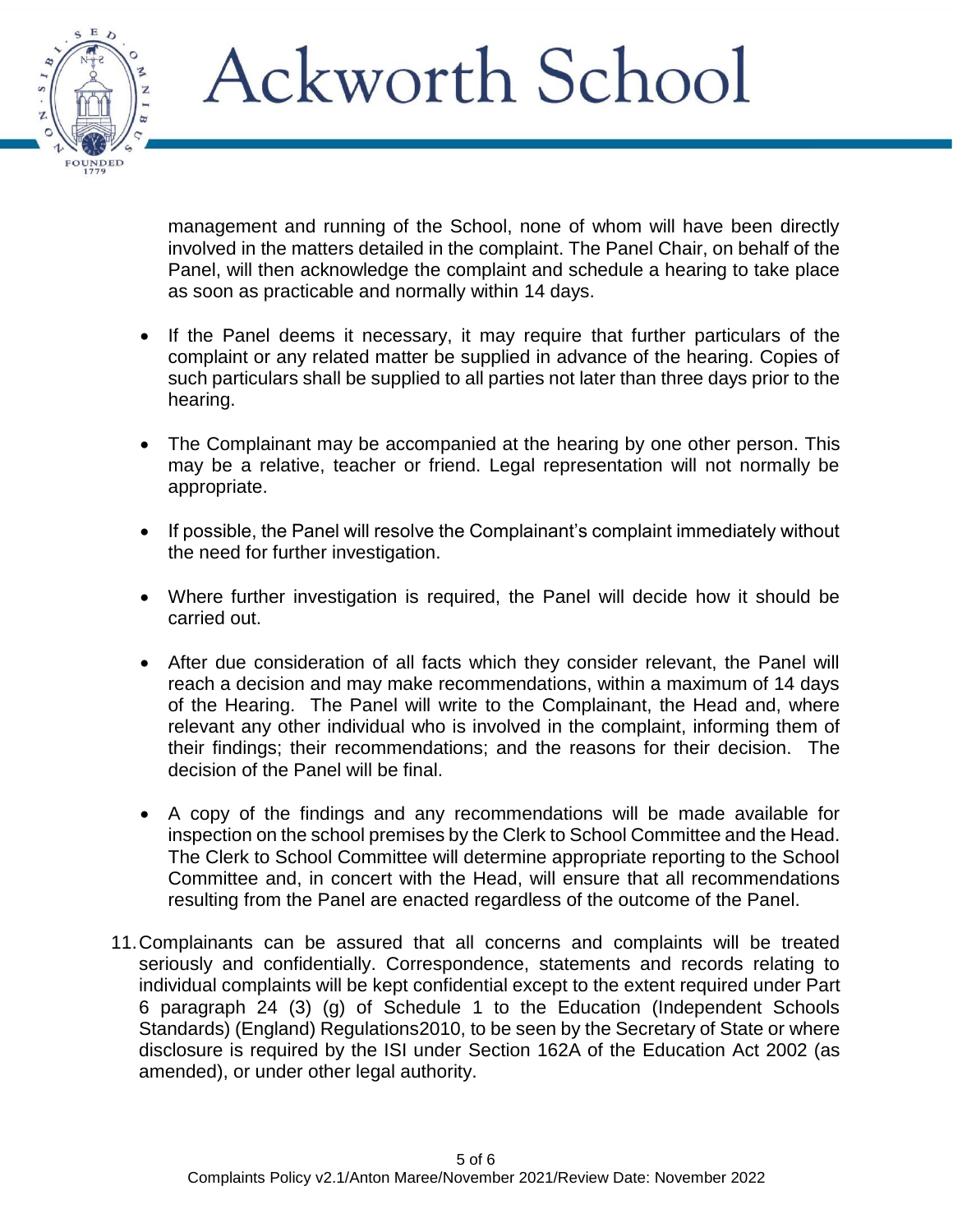management and running of the School, none of whom will have been directly involved in the matters detailed in the complaint. The Panel Chair, on behalf of the Panel, will then acknowledge the complaint and schedule a hearing to take place as soon as practicable and normally within 14 days.

- If the Panel deems it necessary, it may require that further particulars of the complaint or any related matter be supplied in advance of the hearing. Copies of such particulars shall be supplied to all parties not later than three days prior to the hearing.
- The Complainant may be accompanied at the hearing by one other person. This may be a relative, teacher or friend. Legal representation will not normally be appropriate.
- If possible, the Panel will resolve the Complainant's complaint immediately without the need for further investigation.
- Where further investigation is required, the Panel will decide how it should be carried out.
- After due consideration of all facts which they consider relevant, the Panel will reach a decision and may make recommendations, within a maximum of 14 days of the Hearing. The Panel will write to the Complainant, the Head and, where relevant any other individual who is involved in the complaint, informing them of their findings; their recommendations; and the reasons for their decision. The decision of the Panel will be final.
- A copy of the findings and any recommendations will be made available for inspection on the school premises by the Clerk to School Committee and the Head. The Clerk to School Committee will determine appropriate reporting to the School Committee and, in concert with the Head, will ensure that all recommendations resulting from the Panel are enacted regardless of the outcome of the Panel.

11. Complainants can be assured that all concerns and complaints will be treated seriously and confidentially. Correspondence, statements and records relating to individual complaints will be kept confidential except to the extent required under Part 6 paragraph 24 (3) (g) of Schedule 1 to the Education (Independent Schools Standards) (England) Regulations2010, to be seen by the Secretary of State or where disclosure is required by the ISI under Section 162A of the Education Act 2002 (as amended), or under other legal authority.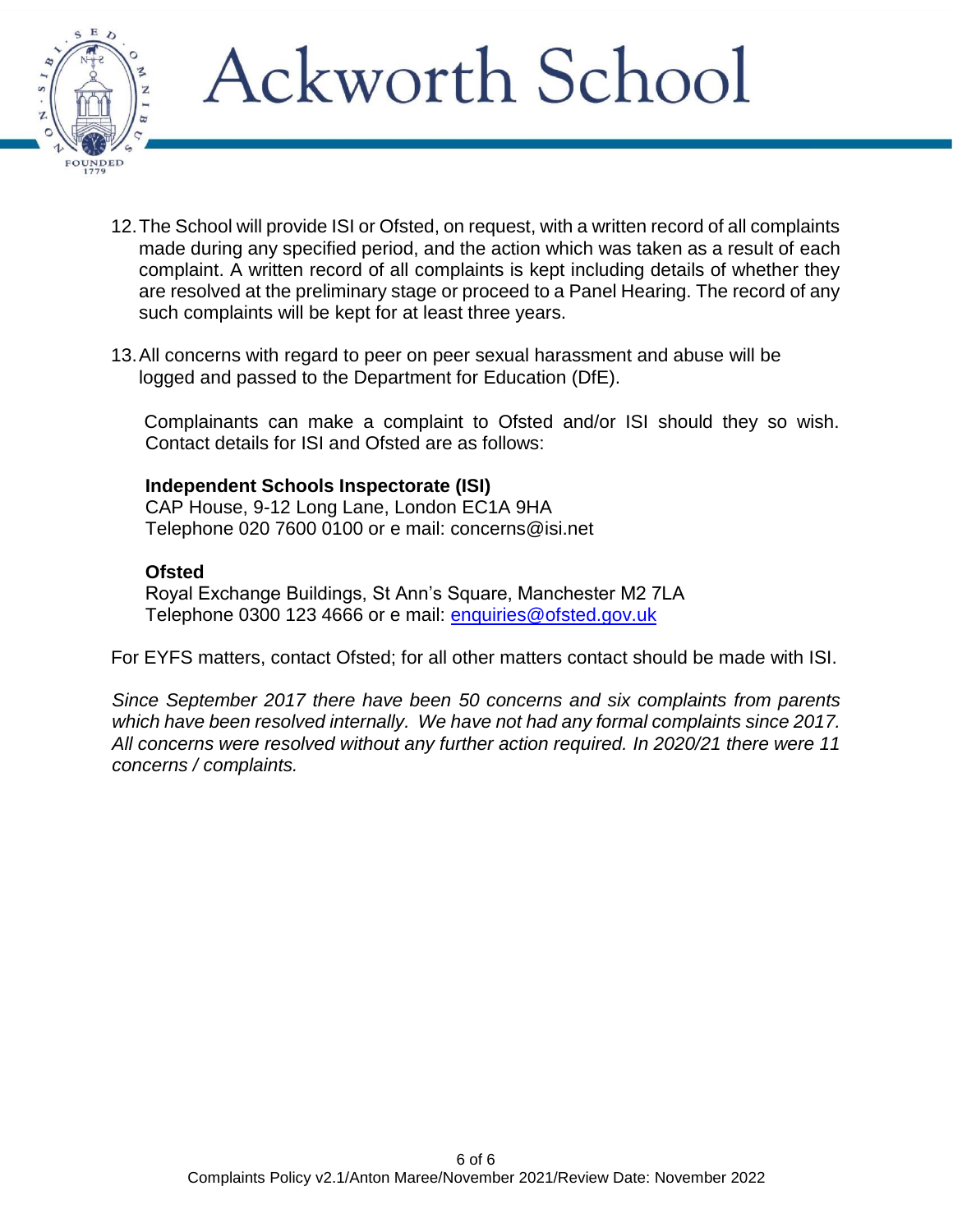12. The School will provide ISI or Ofsted, on request, with a written record of all complaints made during any specified period, and the action which was taken as a result of each complaint. A written record of all complaints is kept including details of whether they are resolved at the preliminary stage or proceed to a Panel Hearing. The record of any such complaints will be kept for at least three years.

13. All concerns with regard to peer on peer sexual harassment and abuse will be logged and passed to the Department for Education (DfE).

Complainants can make a complaint to Ofsted and/or ISI should they so wish. Contact details for ISI and Ofsted are as follows:

**Independent Schools Inspectorate (ISI)**
CAP House, 9-12 Long Lane, London EC1A 9HA
Telephone 020 7600 0100 or e mail: concerns@isi.net

**Ofsted**
Royal Exchange Buildings, St Ann's Square, Manchester M2 7LA
Telephone 0300 123 4666 or e mail: enquiries@ofsted.gov.uk

For EYFS matters, contact Ofsted; for all other matters contact should be made with ISI.

*Since September 2017 there have been 50 concerns and six complaints from parents which have been resolved internally. We have not had any formal complaints since 2017. All concerns were resolved without any further action required. In 2020/21 there were 11 concerns / complaints.*